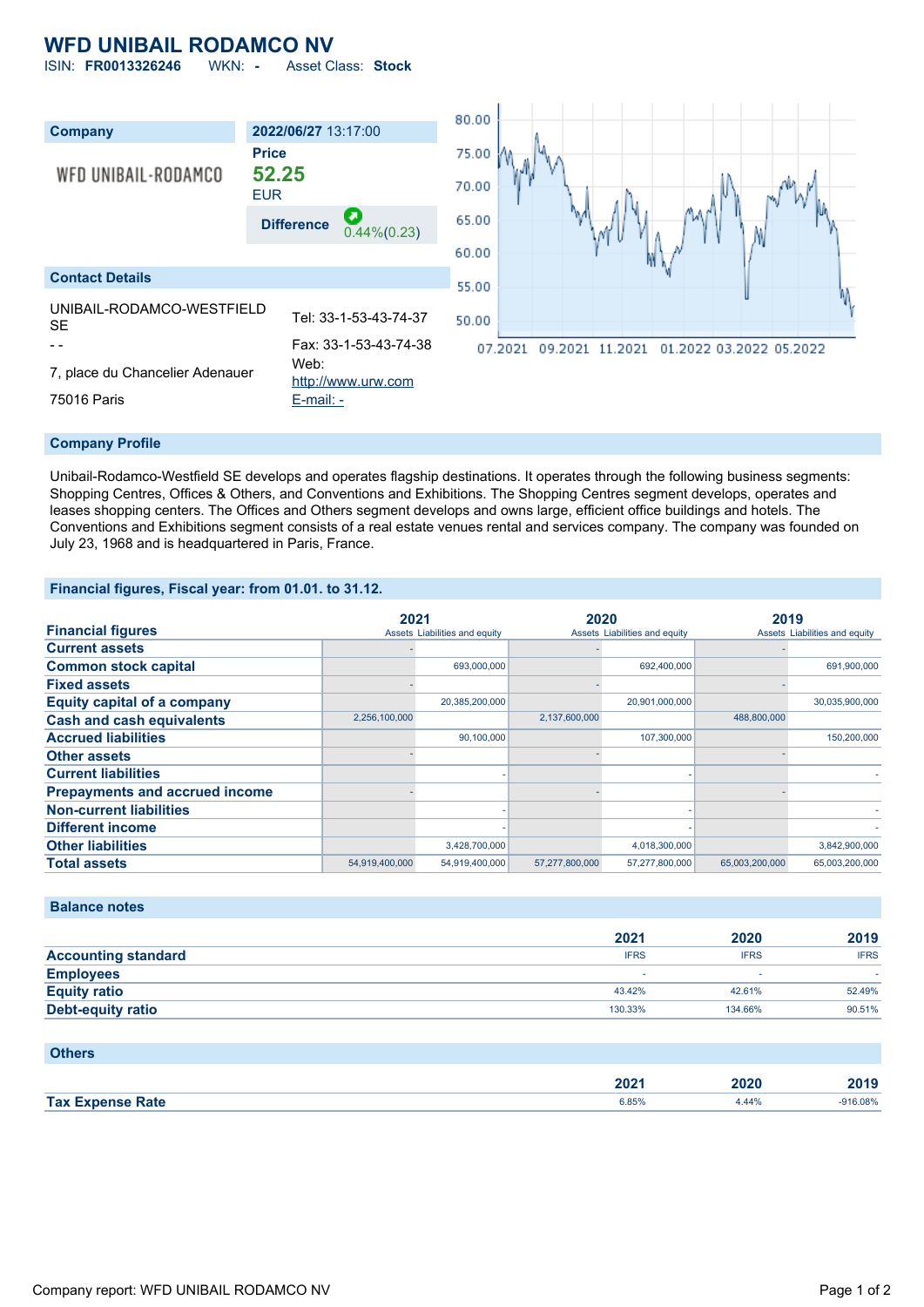# WFD UNIBAIL RODAMCO NV

ISIN: **FR0013326246** WKN: **-** Asset Class: **Stock**

| Company | 2022/06/27 13:17:00 |
|---|---|
| WFD UNIBAIL-RODAMCO | **Price** |
| | **52.25** EUR |
| | **Difference** 0.44%(0.23) |

## Contact Details

UNIBAIL-RODAMCO-WESTFIELD SE

- -

7, place du Chancelier Adenauer

75016 Paris

Tel: 33-1-53-43-74-37

Fax: 33-1-53-43-74-38

Web: http://www.urw.com

E-mail: -

## Company Profile

Unibail-Rodamco-Westfield SE develops and operates flagship destinations. It operates through the following business segments: Shopping Centres, Offices & Others, and Conventions and Exhibitions. The Shopping Centres segment develops, operates and leases shopping centers. The Offices and Others segment develops and owns large, efficient office buildings and hotels. The Conventions and Exhibitions segment consists of a real estate venues rental and services company. The company was founded on July 23, 1968 and is headquartered in Paris, France.

## Financial figures, Fiscal year: from 01.01. to 31.12.

| Financial figures | 2021 | | 2020 | | 2019 | |
|---|---|---|---|---|---|---|
| | Assets | Liabilities and equity | Assets | Liabilities and equity | Assets | Liabilities and equity |
| Current assets | - | | - | | - | |
| Common stock capital | | 693,000,000 | | 692,400,000 | | 691,900,000 |
| Fixed assets | - | | - | | - | |
| Equity capital of a company | | 20,385,200,000 | | 20,901,000,000 | | 30,035,900,000 |
| Cash and cash equivalents | 2,256,100,000 | | 2,137,600,000 | | 488,800,000 | |
| Accrued liabilities | | 90,100,000 | | 107,300,000 | | 150,200,000 |
| Other assets | - | | - | | - | |
| Current liabilities | | - | | - | | - |
| Prepayments and accrued income | - | | - | | - | |
| Non-current liabilities | | - | | - | | - |
| Different income | | - | | - | | - |
| Other liabilities | | 3,428,700,000 | | 4,018,300,000 | | 3,842,900,000 |
| Total assets | 54,919,400,000 | 54,919,400,000 | 57,277,800,000 | 57,277,800,000 | 65,003,200,000 | 65,003,200,000 |

## Balance notes

| | 2021 | 2020 | 2019 |
|---|---|---|---|
| Accounting standard | IFRS | IFRS | IFRS |
| Employees | - | - | - |
| Equity ratio | 43.42% | 42.61% | 52.49% |
| Debt-equity ratio | 130.33% | 134.66% | 90.51% |

## Others

| | 2021 | 2020 | 2019 |
|---|---|---|---|
| Tax Expense Rate | 6.85% | 4.44% | -916.08% |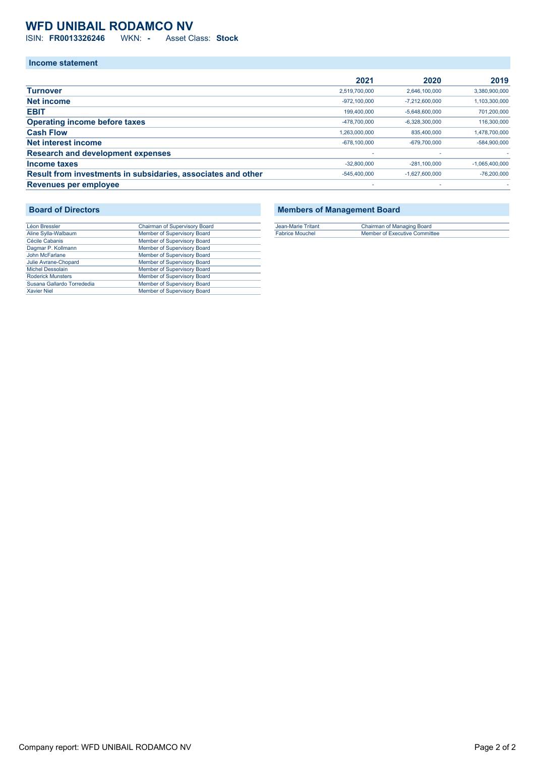# WFD UNIBAIL RODAMCO NV

ISIN: **FR0013326246** WKN: **-** Asset Class: **Stock**

## Income statement

| | 2021 | 2020 | 2019 |
|---|---|---|---|
| **Turnover** | 2,519,700,000 | 2,646,100,000 | 3,380,900,000 |
| **Net income** | -972,100,000 | -7,212,600,000 | 1,103,300,000 |
| **EBIT** | 199,400,000 | -5,648,600,000 | 701,200,000 |
| **Operating income before taxes** | -478,700,000 | -6,328,300,000 | 116,300,000 |
| **Cash Flow** | 1,263,000,000 | 835,400,000 | 1,478,700,000 |
| **Net interest income** | -678,100,000 | -679,700,000 | -584,900,000 |
| **Research and development expenses** | - | - | - |
| **Income taxes** | -32,800,000 | -281,100,000 | -1,065,400,000 |
| **Result from investments in subsidaries, associates and other** | -545,400,000 | -1,627,600,000 | -76,200,000 |
| **Revenues per employee** | - | - | - |

## Board of Directors

| | |
|---|---|
| Léon Bressler | Chairman of Supervisory Board |
| Aline Sylla-Walbaum | Member of Supervisory Board |
| Cécile Cabanis | Member of Supervisory Board |
| Dagmar P. Kollmann | Member of Supervisory Board |
| John McFarlane | Member of Supervisory Board |
| Julie Avrane-Chopard | Member of Supervisory Board |
| Michel Dessolain | Member of Supervisory Board |
| Roderick Munsters | Member of Supervisory Board |
| Susana Gallardo Torrededia | Member of Supervisory Board |
| Xavier Niel | Member of Supervisory Board |

## Members of Management Board

| | |
|---|---|
| Jean-Marie Tritant | Chairman of Managing Board |
| Fabrice Mouchel | Member of Executive Committee |